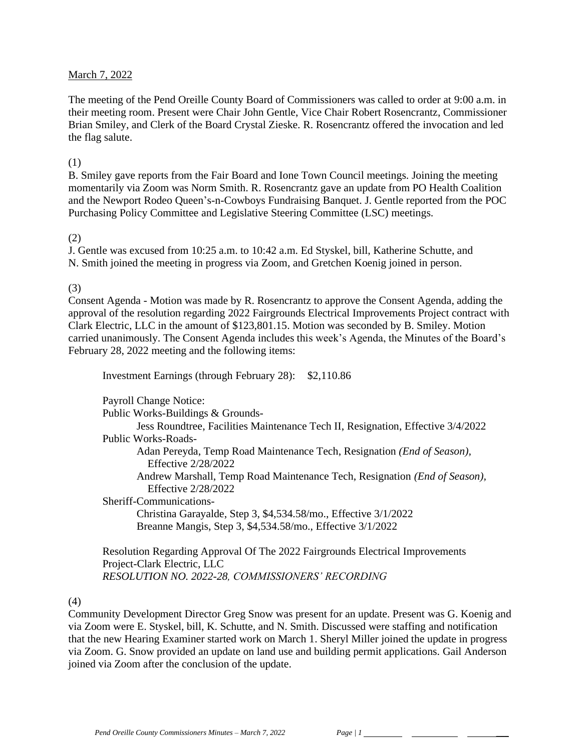March 7, 2022

The meeting of the Pend Oreille County Board of Commissioners was called to order at 9:00 a.m. in their meeting room. Present were Chair John Gentle, Vice Chair Robert Rosencrantz, Commissioner Brian Smiley, and Clerk of the Board Crystal Zieske. R. Rosencrantz offered the invocation and led the flag salute.

(1)
B. Smiley gave reports from the Fair Board and Ione Town Council meetings. Joining the meeting momentarily via Zoom was Norm Smith. R. Rosencrantz gave an update from PO Health Coalition and the Newport Rodeo Queen's-n-Cowboys Fundraising Banquet. J. Gentle reported from the POC Purchasing Policy Committee and Legislative Steering Committee (LSC) meetings.

(2)
J. Gentle was excused from 10:25 a.m. to 10:42 a.m. Ed Styskel, bill, Katherine Schutte, and N. Smith joined the meeting in progress via Zoom, and Gretchen Koenig joined in person.

(3)
Consent Agenda - Motion was made by R. Rosencrantz to approve the Consent Agenda, adding the approval of the resolution regarding 2022 Fairgrounds Electrical Improvements Project contract with Clark Electric, LLC in the amount of $123,801.15. Motion was seconded by B. Smiley. Motion carried unanimously. The Consent Agenda includes this week's Agenda, the Minutes of the Board's February 28, 2022 meeting and the following items:

Investment Earnings (through February 28): $2,110.86

Payroll Change Notice:
Public Works-Buildings & Grounds-
Jess Roundtree, Facilities Maintenance Tech II, Resignation, Effective 3/4/2022
Public Works-Roads-
Adan Pereyda, Temp Road Maintenance Tech, Resignation *(End of Season)*, Effective 2/28/2022
Andrew Marshall, Temp Road Maintenance Tech, Resignation *(End of Season)*, Effective 2/28/2022
Sheriff-Communications-
Christina Garayalde, Step 3, $4,534.58/mo., Effective 3/1/2022
Breanne Mangis, Step 3, $4,534.58/mo., Effective 3/1/2022

Resolution Regarding Approval Of The 2022 Fairgrounds Electrical Improvements Project-Clark Electric, LLC
*RESOLUTION NO. 2022-28, COMMISSIONERS' RECORDING*

(4)
Community Development Director Greg Snow was present for an update. Present was G. Koenig and via Zoom were E. Styskel, bill, K. Schutte, and N. Smith. Discussed were staffing and notification that the new Hearing Examiner started work on March 1. Sheryl Miller joined the update in progress via Zoom. G. Snow provided an update on land use and building permit applications. Gail Anderson joined via Zoom after the conclusion of the update.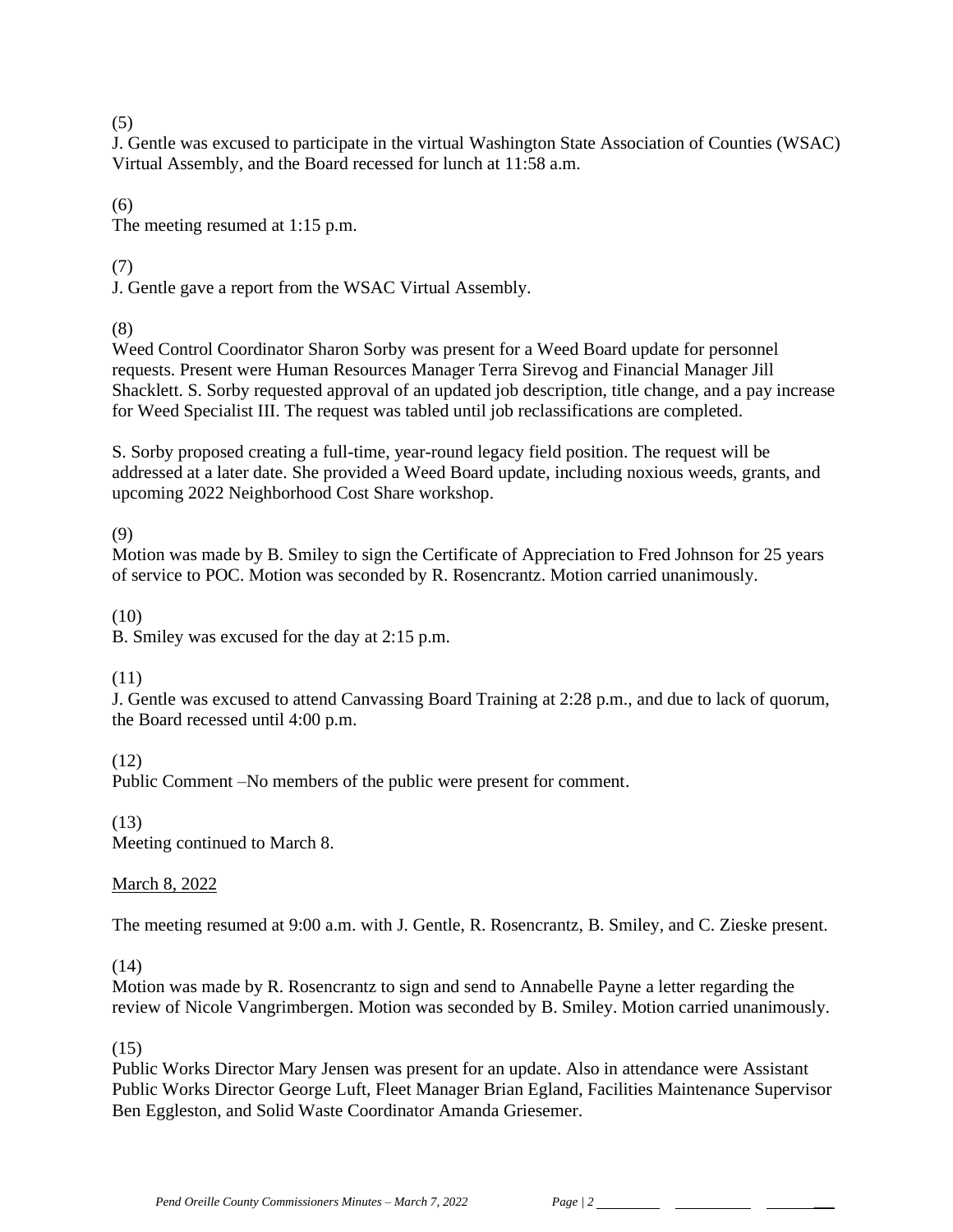(5)
J. Gentle was excused to participate in the virtual Washington State Association of Counties (WSAC) Virtual Assembly, and the Board recessed for lunch at 11:58 a.m.

(6)
The meeting resumed at 1:15 p.m.

(7)
J. Gentle gave a report from the WSAC Virtual Assembly.

(8)
Weed Control Coordinator Sharon Sorby was present for a Weed Board update for personnel requests. Present were Human Resources Manager Terra Sirevog and Financial Manager Jill Shacklett. S. Sorby requested approval of an updated job description, title change, and a pay increase for Weed Specialist III. The request was tabled until job reclassifications are completed.

S. Sorby proposed creating a full-time, year-round legacy field position. The request will be addressed at a later date. She provided a Weed Board update, including noxious weeds, grants, and upcoming 2022 Neighborhood Cost Share workshop.

(9)
Motion was made by B. Smiley to sign the Certificate of Appreciation to Fred Johnson for 25 years of service to POC. Motion was seconded by R. Rosencrantz. Motion carried unanimously.

(10)
B. Smiley was excused for the day at 2:15 p.m.

(11)
J. Gentle was excused to attend Canvassing Board Training at 2:28 p.m., and due to lack of quorum, the Board recessed until 4:00 p.m.

(12)
Public Comment –No members of the public were present for comment.

(13)
Meeting continued to March 8.

<u>March 8, 2022</u>

The meeting resumed at 9:00 a.m. with J. Gentle, R. Rosencrantz, B. Smiley, and C. Zieske present.

(14)
Motion was made by R. Rosencrantz to sign and send to Annabelle Payne a letter regarding the review of Nicole Vangrimbergen. Motion was seconded by B. Smiley. Motion carried unanimously.

(15)
Public Works Director Mary Jensen was present for an update. Also in attendance were Assistant Public Works Director George Luft, Fleet Manager Brian Egland, Facilities Maintenance Supervisor Ben Eggleston, and Solid Waste Coordinator Amanda Griesemer.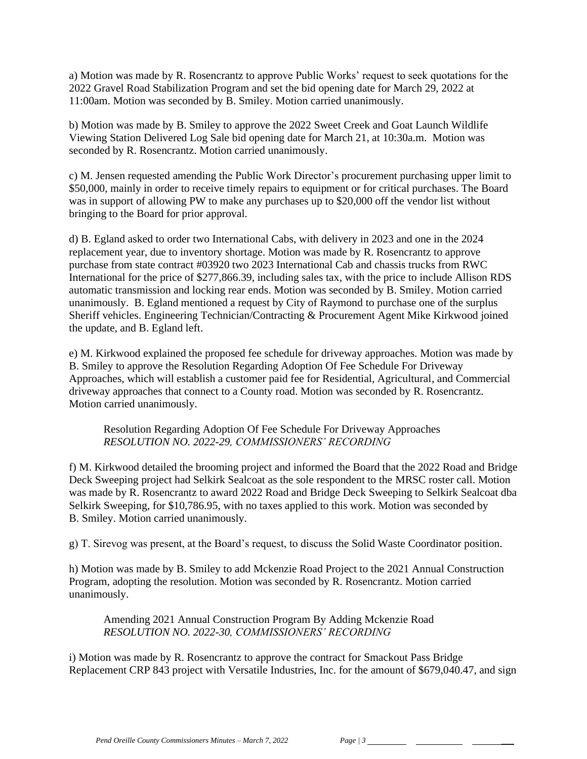a) Motion was made by R. Rosencrantz to approve Public Works' request to seek quotations for the 2022 Gravel Road Stabilization Program and set the bid opening date for March 29, 2022 at 11:00am. Motion was seconded by B. Smiley. Motion carried unanimously.

b) Motion was made by B. Smiley to approve the 2022 Sweet Creek and Goat Launch Wildlife Viewing Station Delivered Log Sale bid opening date for March 21, at 10:30a.m. Motion was seconded by R. Rosencrantz. Motion carried unanimously.

c) M. Jensen requested amending the Public Work Director's procurement purchasing upper limit to \$50,000, mainly in order to receive timely repairs to equipment or for critical purchases. The Board was in support of allowing PW to make any purchases up to \$20,000 off the vendor list without bringing to the Board for prior approval.

d) B. Egland asked to order two International Cabs, with delivery in 2023 and one in the 2024 replacement year, due to inventory shortage. Motion was made by R. Rosencrantz to approve purchase from state contract #03920 two 2023 International Cab and chassis trucks from RWC International for the price of \$277,866.39, including sales tax, with the price to include Allison RDS automatic transmission and locking rear ends. Motion was seconded by B. Smiley. Motion carried unanimously. B. Egland mentioned a request by City of Raymond to purchase one of the surplus Sheriff vehicles. Engineering Technician/Contracting & Procurement Agent Mike Kirkwood joined the update, and B. Egland left.

e) M. Kirkwood explained the proposed fee schedule for driveway approaches. Motion was made by B. Smiley to approve the Resolution Regarding Adoption Of Fee Schedule For Driveway Approaches, which will establish a customer paid fee for Residential, Agricultural, and Commercial driveway approaches that connect to a County road. Motion was seconded by R. Rosencrantz. Motion carried unanimously.

> Resolution Regarding Adoption Of Fee Schedule For Driveway Approaches
> *RESOLUTION NO. 2022-29, COMMISSIONERS' RECORDING*

f) M. Kirkwood detailed the brooming project and informed the Board that the 2022 Road and Bridge Deck Sweeping project had Selkirk Sealcoat as the sole respondent to the MRSC roster call. Motion was made by R. Rosencrantz to award 2022 Road and Bridge Deck Sweeping to Selkirk Sealcoat dba Selkirk Sweeping, for \$10,786.95, with no taxes applied to this work. Motion was seconded by B. Smiley. Motion carried unanimously.

g) T. Sirevog was present, at the Board's request, to discuss the Solid Waste Coordinator position.

h) Motion was made by B. Smiley to add Mckenzie Road Project to the 2021 Annual Construction Program, adopting the resolution. Motion was seconded by R. Rosencrantz. Motion carried unanimously.

> Amending 2021 Annual Construction Program By Adding Mckenzie Road
> *RESOLUTION NO. 2022-30, COMMISSIONERS' RECORDING*

i) Motion was made by R. Rosencrantz to approve the contract for Smackout Pass Bridge Replacement CRP 843 project with Versatile Industries, Inc. for the amount of \$679,040.47, and sign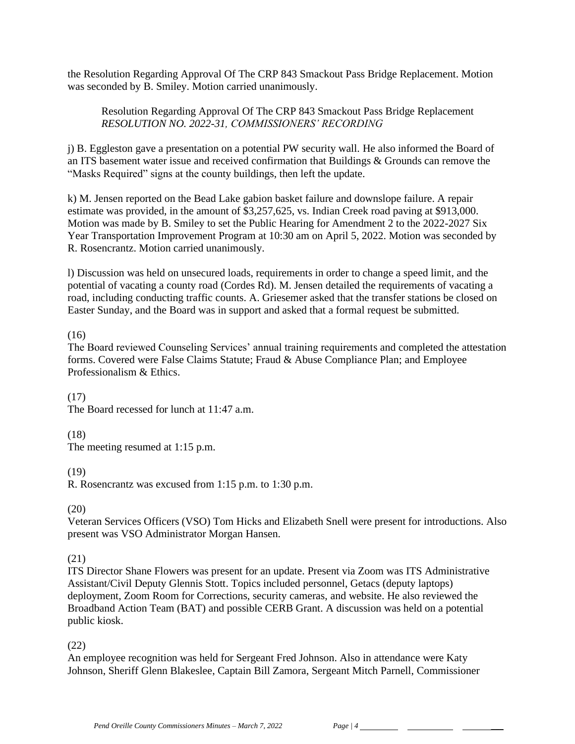the Resolution Regarding Approval Of The CRP 843 Smackout Pass Bridge Replacement. Motion was seconded by B. Smiley. Motion carried unanimously.

> Resolution Regarding Approval Of The CRP 843 Smackout Pass Bridge Replacement
> *RESOLUTION NO. 2022-31, COMMISSIONERS' RECORDING*

j) B. Eggleston gave a presentation on a potential PW security wall. He also informed the Board of an ITS basement water issue and received confirmation that Buildings & Grounds can remove the "Masks Required" signs at the county buildings, then left the update.

k) M. Jensen reported on the Bead Lake gabion basket failure and downslope failure. A repair estimate was provided, in the amount of $3,257,625, vs. Indian Creek road paving at $913,000. Motion was made by B. Smiley to set the Public Hearing for Amendment 2 to the 2022-2027 Six Year Transportation Improvement Program at 10:30 am on April 5, 2022. Motion was seconded by R. Rosencrantz. Motion carried unanimously.

l) Discussion was held on unsecured loads, requirements in order to change a speed limit, and the potential of vacating a county road (Cordes Rd). M. Jensen detailed the requirements of vacating a road, including conducting traffic counts. A. Griesemer asked that the transfer stations be closed on Easter Sunday, and the Board was in support and asked that a formal request be submitted.

(16)
The Board reviewed Counseling Services' annual training requirements and completed the attestation forms. Covered were False Claims Statute; Fraud & Abuse Compliance Plan; and Employee Professionalism & Ethics.

(17)
The Board recessed for lunch at 11:47 a.m.

(18)
The meeting resumed at 1:15 p.m.

(19)
R. Rosencrantz was excused from 1:15 p.m. to 1:30 p.m.

(20)
Veteran Services Officers (VSO) Tom Hicks and Elizabeth Snell were present for introductions. Also present was VSO Administrator Morgan Hansen.

(21)
ITS Director Shane Flowers was present for an update. Present via Zoom was ITS Administrative Assistant/Civil Deputy Glennis Stott. Topics included personnel, Getacs (deputy laptops) deployment, Zoom Room for Corrections, security cameras, and website. He also reviewed the Broadband Action Team (BAT) and possible CERB Grant. A discussion was held on a potential public kiosk.

(22)
An employee recognition was held for Sergeant Fred Johnson. Also in attendance were Katy Johnson, Sheriff Glenn Blakeslee, Captain Bill Zamora, Sergeant Mitch Parnell, Commissioner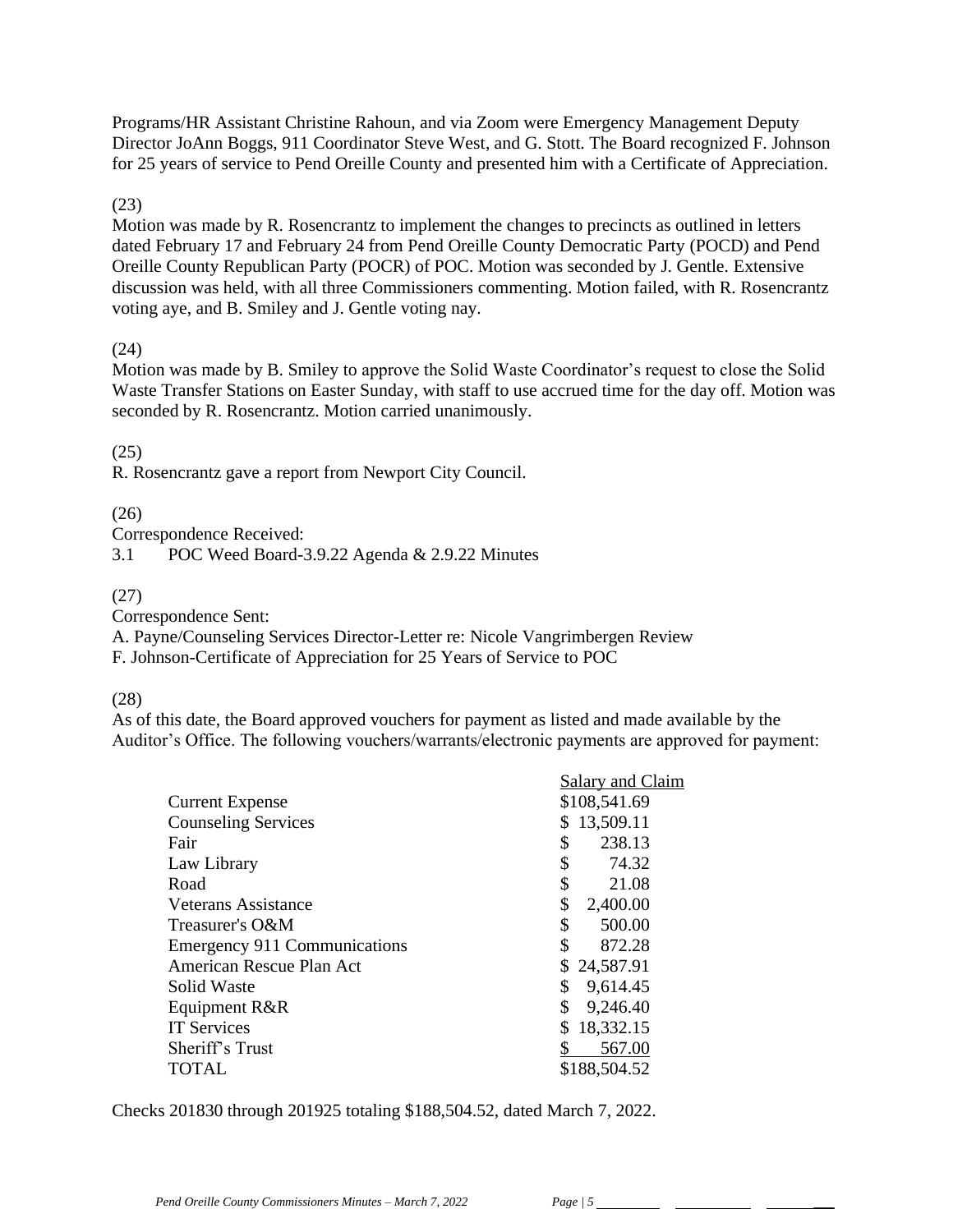Programs/HR Assistant Christine Rahoun, and via Zoom were Emergency Management Deputy Director JoAnn Boggs, 911 Coordinator Steve West, and G. Stott. The Board recognized F. Johnson for 25 years of service to Pend Oreille County and presented him with a Certificate of Appreciation.

(23)

Motion was made by R. Rosencrantz to implement the changes to precincts as outlined in letters dated February 17 and February 24 from Pend Oreille County Democratic Party (POCD) and Pend Oreille County Republican Party (POCR) of POC. Motion was seconded by J. Gentle. Extensive discussion was held, with all three Commissioners commenting. Motion failed, with R. Rosencrantz voting aye, and B. Smiley and J. Gentle voting nay.

(24)

Motion was made by B. Smiley to approve the Solid Waste Coordinator's request to close the Solid Waste Transfer Stations on Easter Sunday, with staff to use accrued time for the day off. Motion was seconded by R. Rosencrantz. Motion carried unanimously.

(25)

R. Rosencrantz gave a report from Newport City Council.

(26)

Correspondence Received:

3.1 POC Weed Board-3.9.22 Agenda & 2.9.22 Minutes

(27)

Correspondence Sent:

A. Payne/Counseling Services Director-Letter re: Nicole Vangrimbergen Review

F. Johnson-Certificate of Appreciation for 25 Years of Service to POC

(28)

As of this date, the Board approved vouchers for payment as listed and made available by the Auditor's Office. The following vouchers/warrants/electronic payments are approved for payment:

| | Salary and Claim |
|---|---|
| Current Expense | $108,541.69 |
| Counseling Services | $ 13,509.11 |
| Fair | $ 238.13 |
| Law Library | $ 74.32 |
| Road | $ 21.08 |
| Veterans Assistance | $ 2,400.00 |
| Treasurer's O&M | $ 500.00 |
| Emergency 911 Communications | $ 872.28 |
| American Rescue Plan Act | $ 24,587.91 |
| Solid Waste | $ 9,614.45 |
| Equipment R&R | $ 9,246.40 |
| IT Services | $ 18,332.15 |
| Sheriff's Trust | $ 567.00 |
| TOTAL | $188,504.52 |

Checks 201830 through 201925 totaling $188,504.52, dated March 7, 2022.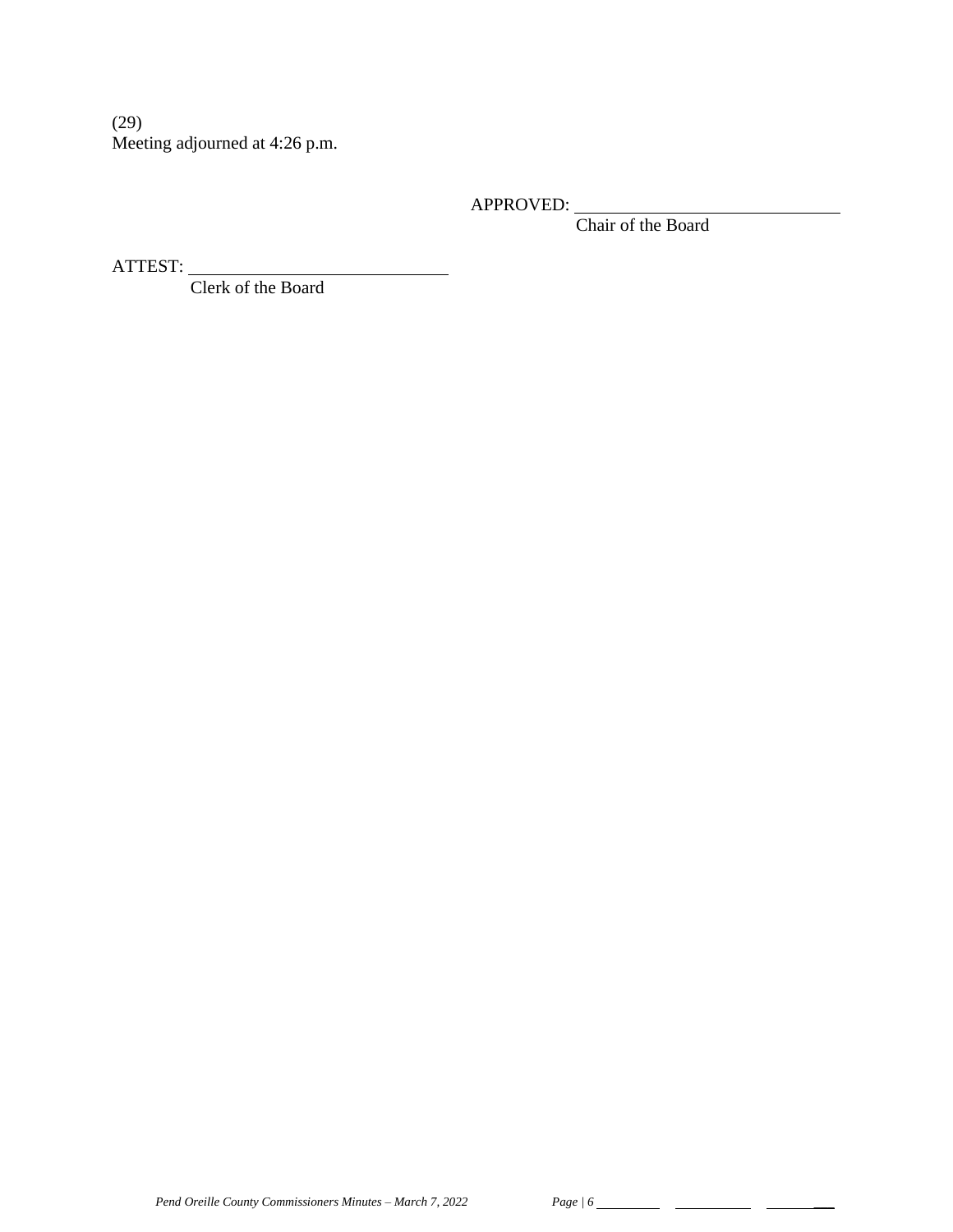(29)
Meeting adjourned at 4:26 p.m.

APPROVED: ______________________________
Chair of the Board

ATTEST: ______________________________
Clerk of the Board